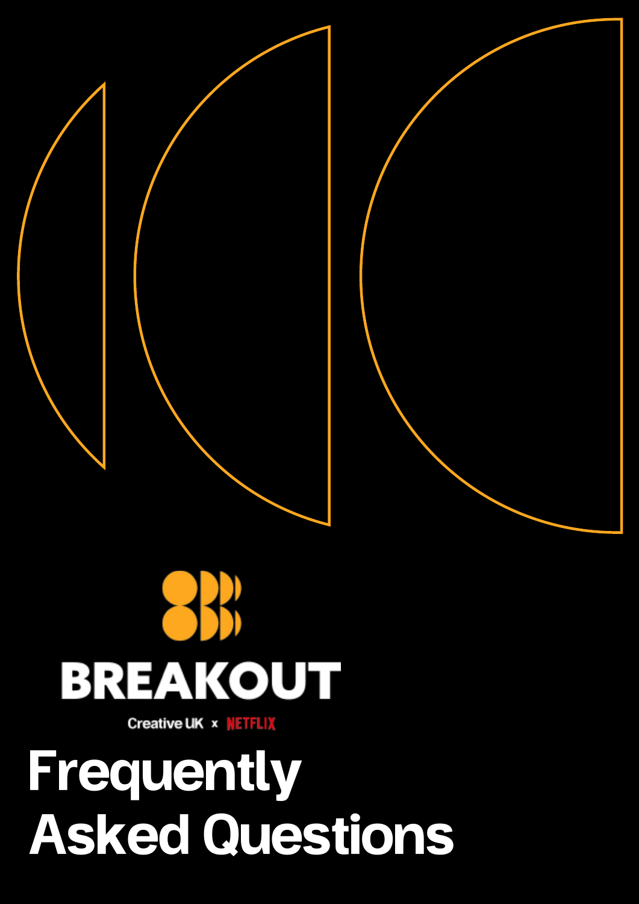BREAKOUT

Creative UK x NETFLIX

# Frequently Asked Questions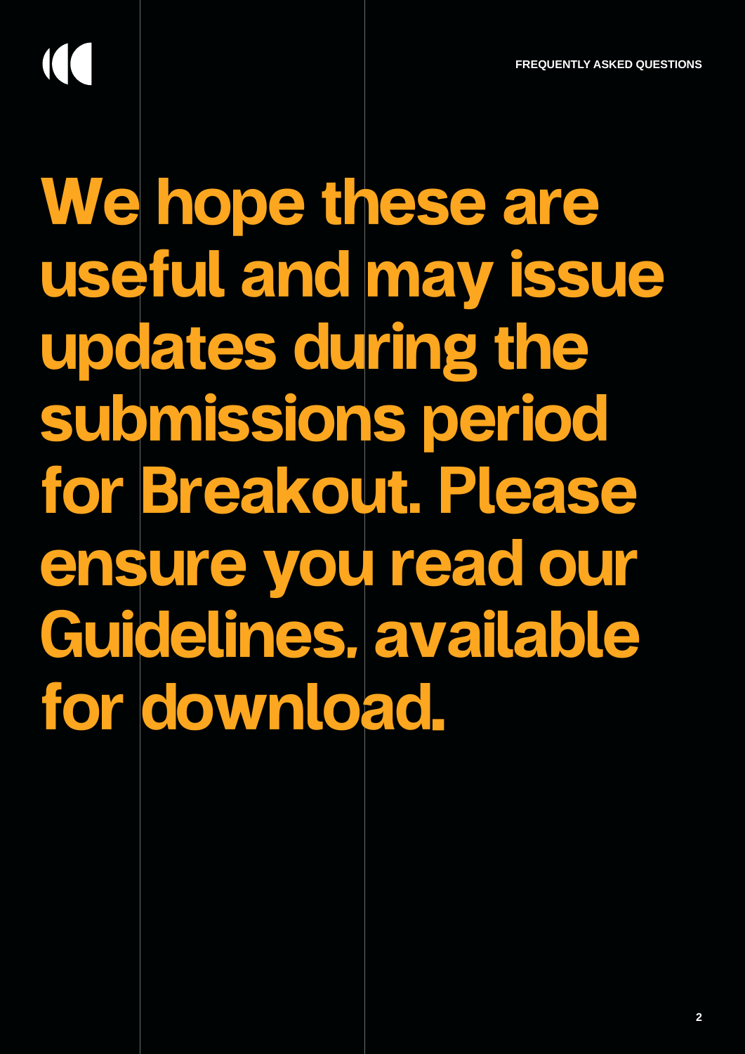# We hope these are useful and may issue updates during the submissions period for Breakout. Please ensure you read our Guidelines, available for download.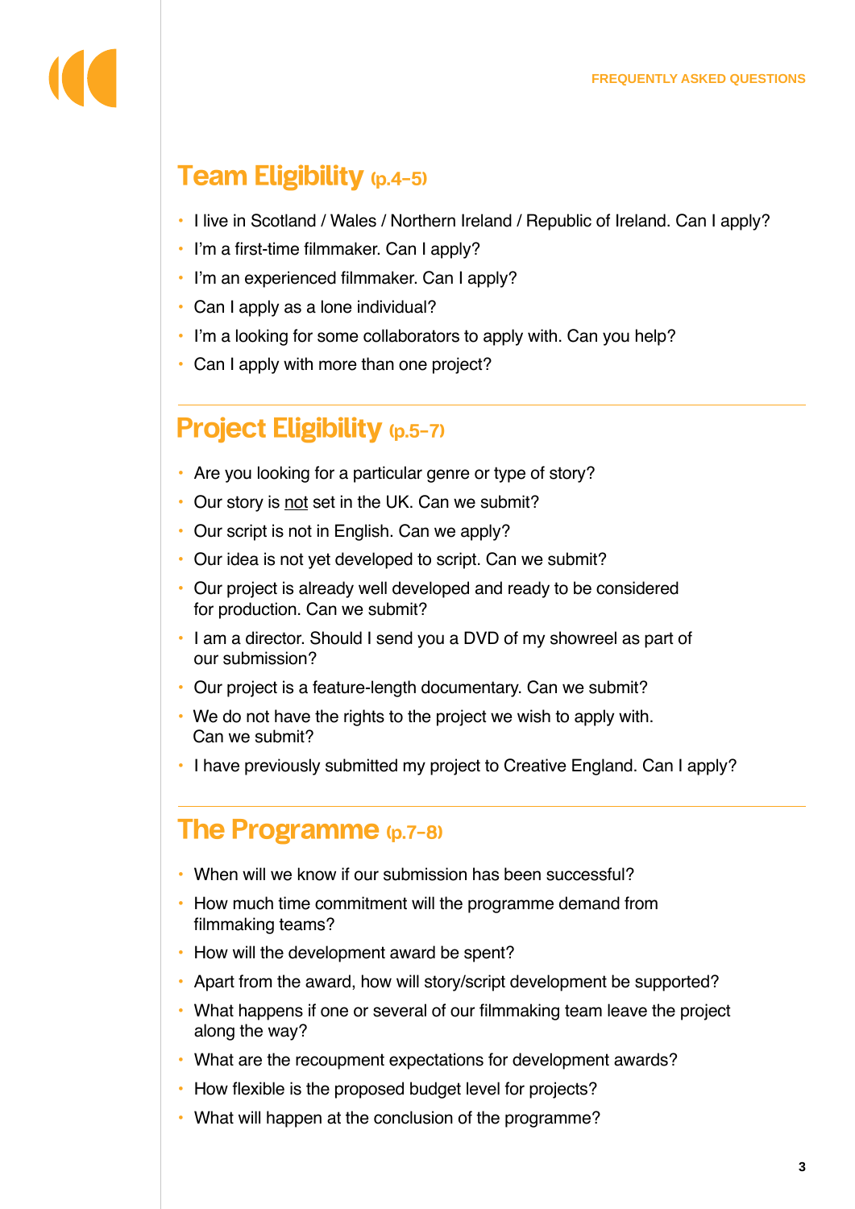## Team Eligibility (p.4–5)

- I live in Scotland / Wales / Northern Ireland / Republic of Ireland. Can I apply?
- I'm a first-time filmmaker. Can I apply?
- I'm an experienced filmmaker. Can I apply?
- Can I apply as a lone individual?
- I'm a looking for some collaborators to apply with. Can you help?
- Can I apply with more than one project?

## Project Eligibility (p.5–7)

- Are you looking for a particular genre or type of story?
- Our story is <u>not</u> set in the UK. Can we submit?
- Our script is not in English. Can we apply?
- Our idea is not yet developed to script. Can we submit?
- Our project is already well developed and ready to be considered for production. Can we submit?
- I am a director. Should I send you a DVD of my showreel as part of our submission?
- Our project is a feature-length documentary. Can we submit?
- We do not have the rights to the project we wish to apply with. Can we submit?
- I have previously submitted my project to Creative England. Can I apply?

## The Programme (p.7–8)

- When will we know if our submission has been successful?
- How much time commitment will the programme demand from filmmaking teams?
- How will the development award be spent?
- Apart from the award, how will story/script development be supported?
- What happens if one or several of our filmmaking team leave the project along the way?
- What are the recoupment expectations for development awards?
- How flexible is the proposed budget level for projects?
- What will happen at the conclusion of the programme?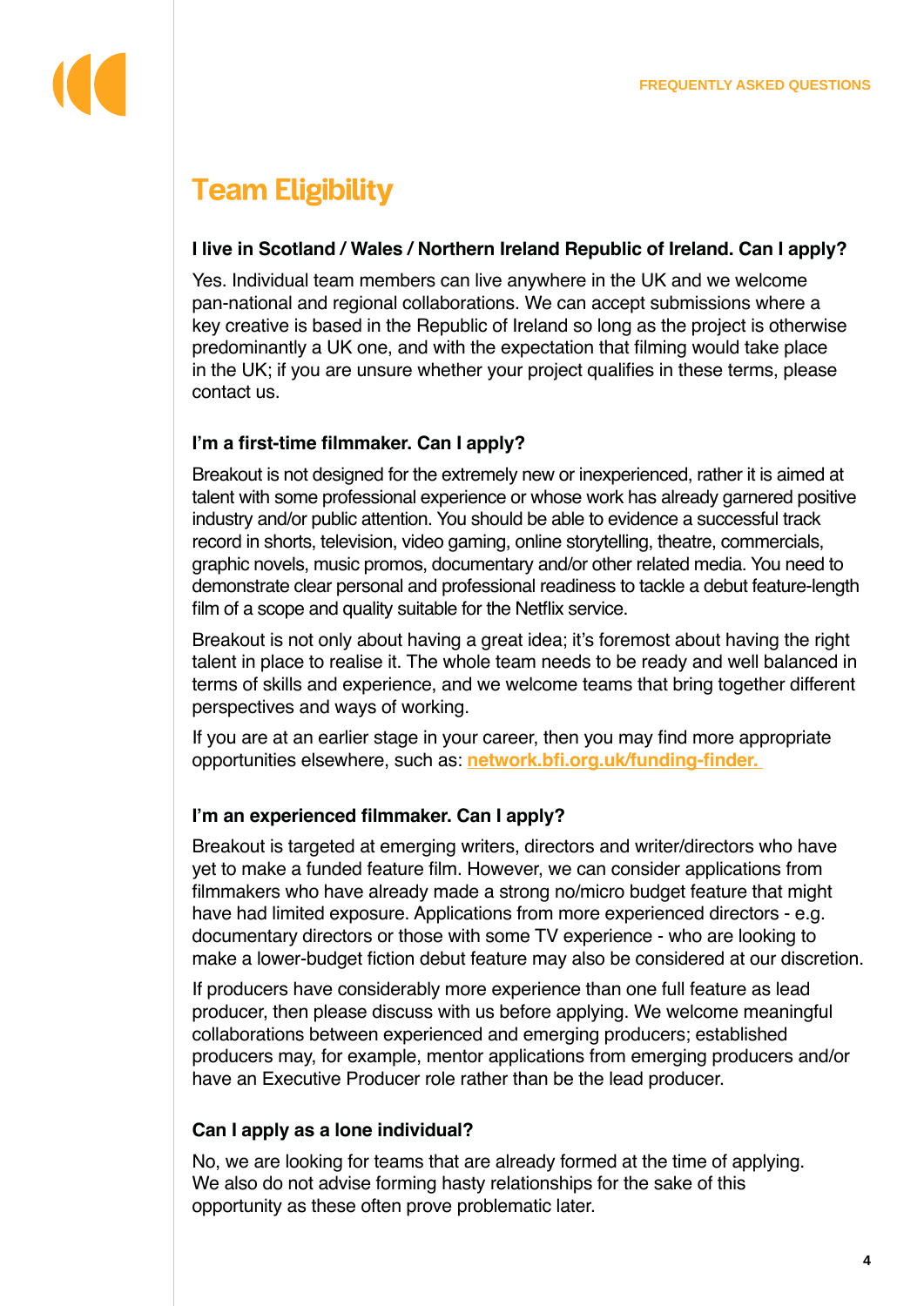## Team Eligibility

**I live in Scotland / Wales / Northern Ireland Republic of Ireland. Can I apply?**

Yes. Individual team members can live anywhere in the UK and we welcome pan-national and regional collaborations. We can accept submissions where a key creative is based in the Republic of Ireland so long as the project is otherwise predominantly a UK one, and with the expectation that filming would take place in the UK; if you are unsure whether your project qualifies in these terms, please contact us.

**I'm a first-time filmmaker. Can I apply?**

Breakout is not designed for the extremely new or inexperienced, rather it is aimed at talent with some professional experience or whose work has already garnered positive industry and/or public attention. You should be able to evidence a successful track record in shorts, television, video gaming, online storytelling, theatre, commercials, graphic novels, music promos, documentary and/or other related media. You need to demonstrate clear personal and professional readiness to tackle a debut feature-length film of a scope and quality suitable for the Netflix service.

Breakout is not only about having a great idea; it's foremost about having the right talent in place to realise it. The whole team needs to be ready and well balanced in terms of skills and experience, and we welcome teams that bring together different perspectives and ways of working.

If you are at an earlier stage in your career, then you may find more appropriate opportunities elsewhere, such as: network.bfi.org.uk/funding-finder.

**I'm an experienced filmmaker. Can I apply?**

Breakout is targeted at emerging writers, directors and writer/directors who have yet to make a funded feature film. However, we can consider applications from filmmakers who have already made a strong no/micro budget feature that might have had limited exposure. Applications from more experienced directors - e.g. documentary directors or those with some TV experience - who are looking to make a lower-budget fiction debut feature may also be considered at our discretion.

If producers have considerably more experience than one full feature as lead producer, then please discuss with us before applying. We welcome meaningful collaborations between experienced and emerging producers; established producers may, for example, mentor applications from emerging producers and/or have an Executive Producer role rather than be the lead producer.

**Can I apply as a lone individual?**

No, we are looking for teams that are already formed at the time of applying. We also do not advise forming hasty relationships for the sake of this opportunity as these often prove problematic later.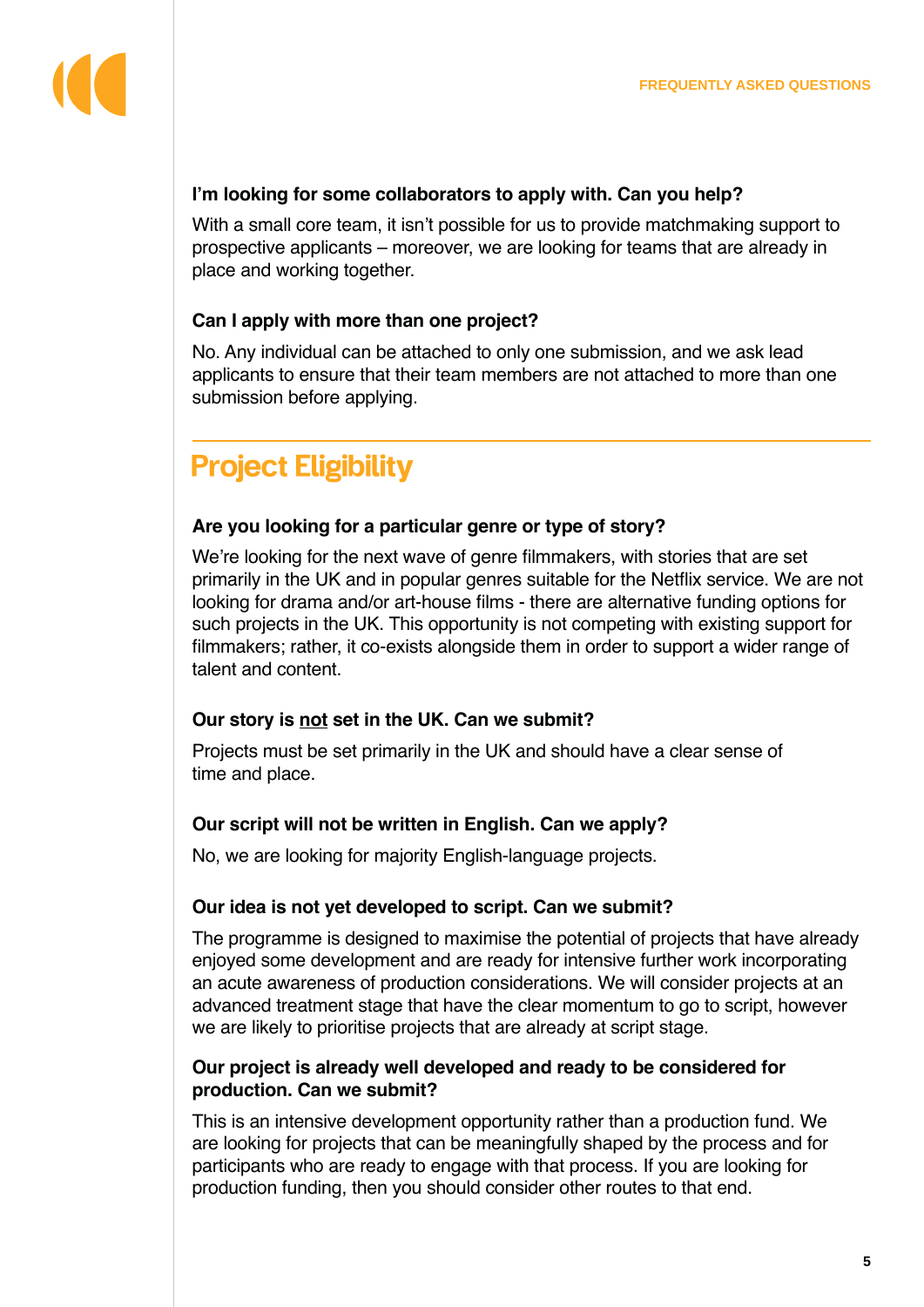### I'm looking for some collaborators to apply with. Can you help?

With a small core team, it isn't possible for us to provide matchmaking support to prospective applicants – moreover, we are looking for teams that are already in place and working together.

### Can I apply with more than one project?

No. Any individual can be attached to only one submission, and we ask lead applicants to ensure that their team members are not attached to more than one submission before applying.

## Project Eligibility

### Are you looking for a particular genre or type of story?

We're looking for the next wave of genre filmmakers, with stories that are set primarily in the UK and in popular genres suitable for the Netflix service. We are not looking for drama and/or art-house films - there are alternative funding options for such projects in the UK. This opportunity is not competing with existing support for filmmakers; rather, it co-exists alongside them in order to support a wider range of talent and content.

### Our story is <u>not</u> set in the UK. Can we submit?

Projects must be set primarily in the UK and should have a clear sense of time and place.

### Our script will not be written in English. Can we apply?

No, we are looking for majority English-language projects.

### Our idea is not yet developed to script. Can we submit?

The programme is designed to maximise the potential of projects that have already enjoyed some development and are ready for intensive further work incorporating an acute awareness of production considerations. We will consider projects at an advanced treatment stage that have the clear momentum to go to script, however we are likely to prioritise projects that are already at script stage.

### Our project is already well developed and ready to be considered for production. Can we submit?

This is an intensive development opportunity rather than a production fund. We are looking for projects that can be meaningfully shaped by the process and for participants who are ready to engage with that process. If you are looking for production funding, then you should consider other routes to that end.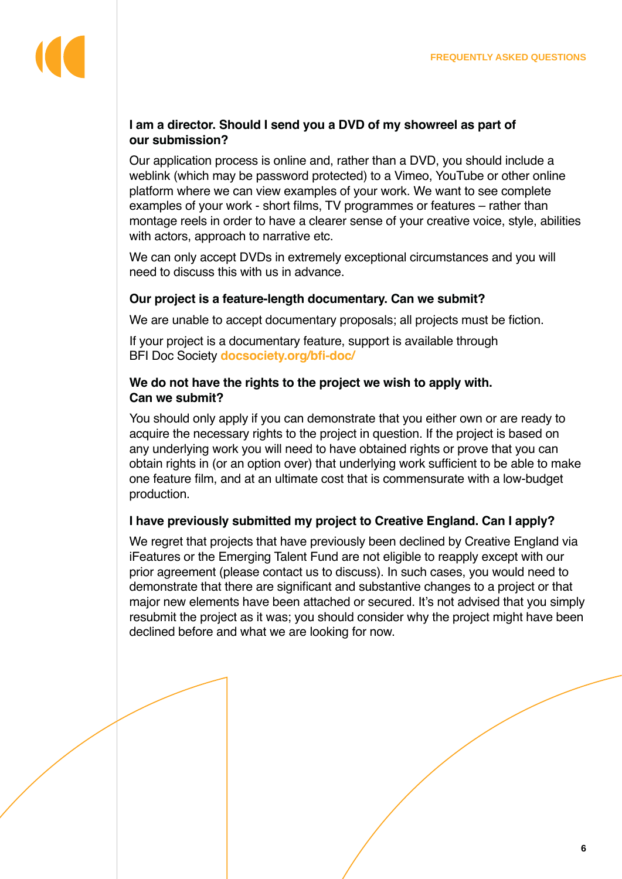### I am a director. Should I send you a DVD of my showreel as part of our submission?

Our application process is online and, rather than a DVD, you should include a weblink (which may be password protected) to a Vimeo, YouTube or other online platform where we can view examples of your work. We want to see complete examples of your work - short films, TV programmes or features – rather than montage reels in order to have a clearer sense of your creative voice, style, abilities with actors, approach to narrative etc.

We can only accept DVDs in extremely exceptional circumstances and you will need to discuss this with us in advance.

### Our project is a feature-length documentary. Can we submit?

We are unable to accept documentary proposals; all projects must be fiction.

If your project is a documentary feature, support is available through BFI Doc Society **docsociety.org/bfi-doc/**

### We do not have the rights to the project we wish to apply with. Can we submit?

You should only apply if you can demonstrate that you either own or are ready to acquire the necessary rights to the project in question. If the project is based on any underlying work you will need to have obtained rights or prove that you can obtain rights in (or an option over) that underlying work sufficient to be able to make one feature film, and at an ultimate cost that is commensurate with a low-budget production.

### I have previously submitted my project to Creative England. Can I apply?

We regret that projects that have previously been declined by Creative England via iFeatures or the Emerging Talent Fund are not eligible to reapply except with our prior agreement (please contact us to discuss). In such cases, you would need to demonstrate that there are significant and substantive changes to a project or that major new elements have been attached or secured. It's not advised that you simply resubmit the project as it was; you should consider why the project might have been declined before and what we are looking for now.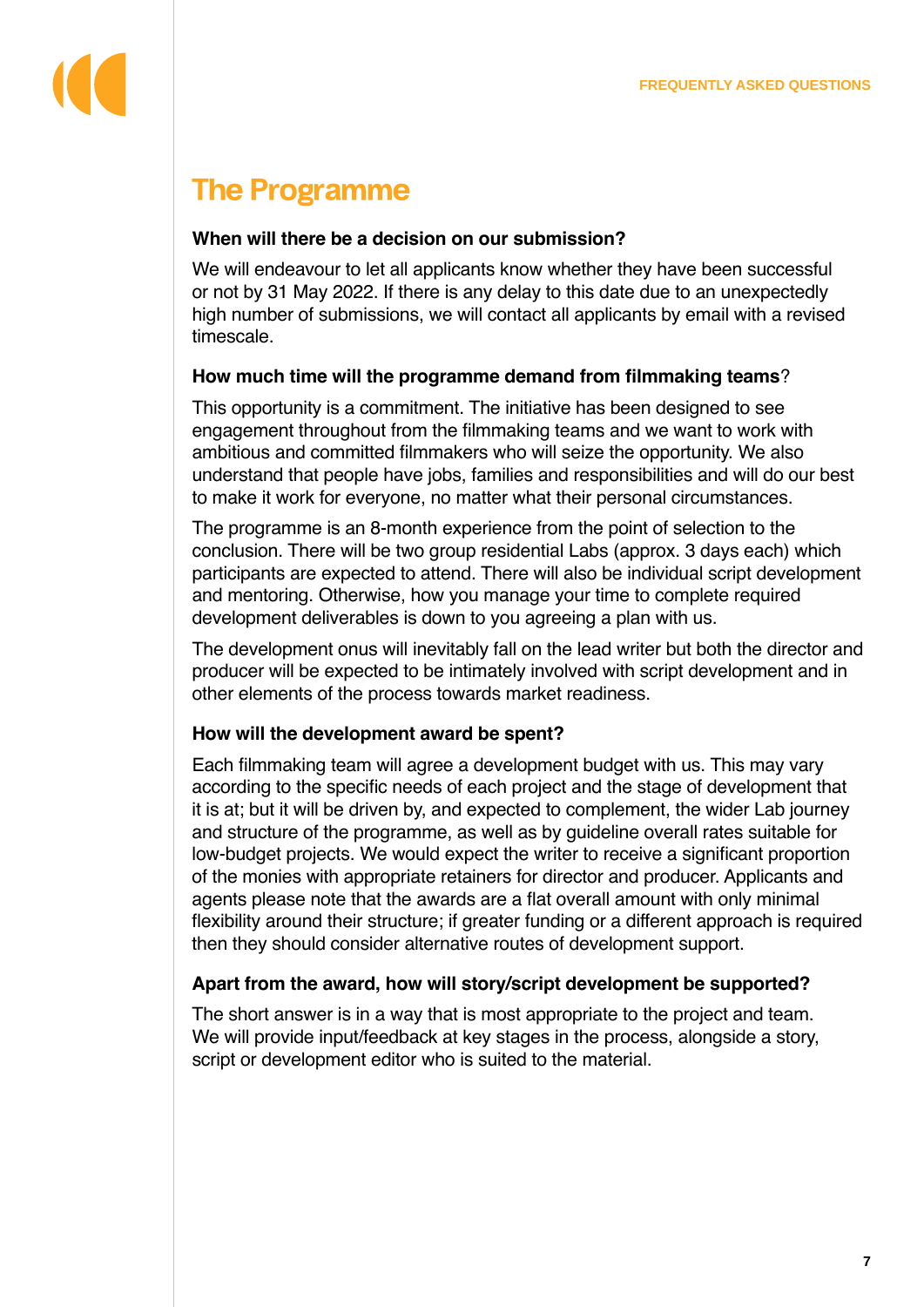## The Programme

**When will there be a decision on our submission?**

We will endeavour to let all applicants know whether they have been successful or not by 31 May 2022. If there is any delay to this date due to an unexpectedly high number of submissions, we will contact all applicants by email with a revised timescale.

**How much time will the programme demand from filmmaking teams**?

This opportunity is a commitment. The initiative has been designed to see engagement throughout from the filmmaking teams and we want to work with ambitious and committed filmmakers who will seize the opportunity. We also understand that people have jobs, families and responsibilities and will do our best to make it work for everyone, no matter what their personal circumstances.

The programme is an 8-month experience from the point of selection to the conclusion. There will be two group residential Labs (approx. 3 days each) which participants are expected to attend. There will also be individual script development and mentoring. Otherwise, how you manage your time to complete required development deliverables is down to you agreeing a plan with us.

The development onus will inevitably fall on the lead writer but both the director and producer will be expected to be intimately involved with script development and in other elements of the process towards market readiness.

**How will the development award be spent?**

Each filmmaking team will agree a development budget with us. This may vary according to the specific needs of each project and the stage of development that it is at; but it will be driven by, and expected to complement, the wider Lab journey and structure of the programme, as well as by guideline overall rates suitable for low-budget projects. We would expect the writer to receive a significant proportion of the monies with appropriate retainers for director and producer. Applicants and agents please note that the awards are a flat overall amount with only minimal flexibility around their structure; if greater funding or a different approach is required then they should consider alternative routes of development support.

**Apart from the award, how will story/script development be supported?**

The short answer is in a way that is most appropriate to the project and team. We will provide input/feedback at key stages in the process, alongside a story, script or development editor who is suited to the material.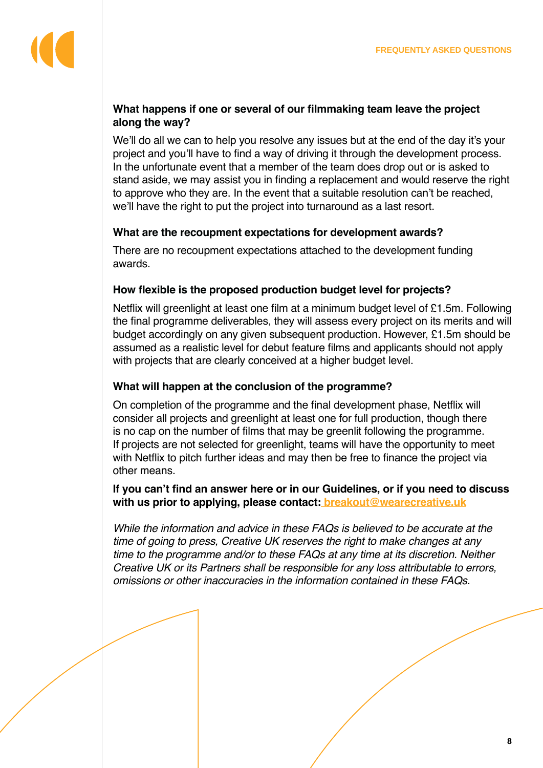**What happens if one or several of our filmmaking team leave the project along the way?**

We'll do all we can to help you resolve any issues but at the end of the day it's your project and you'll have to find a way of driving it through the development process. In the unfortunate event that a member of the team does drop out or is asked to stand aside, we may assist you in finding a replacement and would reserve the right to approve who they are. In the event that a suitable resolution can't be reached, we'll have the right to put the project into turnaround as a last resort.

**What are the recoupment expectations for development awards?**

There are no recoupment expectations attached to the development funding awards.

**How flexible is the proposed production budget level for projects?**

Netflix will greenlight at least one film at a minimum budget level of £1.5m. Following the final programme deliverables, they will assess every project on its merits and will budget accordingly on any given subsequent production. However, £1.5m should be assumed as a realistic level for debut feature films and applicants should not apply with projects that are clearly conceived at a higher budget level.

**What will happen at the conclusion of the programme?**

On completion of the programme and the final development phase, Netflix will consider all projects and greenlight at least one for full production, though there is no cap on the number of films that may be greenlit following the programme. If projects are not selected for greenlight, teams will have the opportunity to meet with Netflix to pitch further ideas and may then be free to finance the project via other means.

**If you can't find an answer here or in our Guidelines, or if you need to discuss with us prior to applying, please contact: breakout@wearecreative.uk**

*While the information and advice in these FAQs is believed to be accurate at the time of going to press, Creative UK reserves the right to make changes at any time to the programme and/or to these FAQs at any time at its discretion. Neither Creative UK or its Partners shall be responsible for any loss attributable to errors, omissions or other inaccuracies in the information contained in these FAQs.*